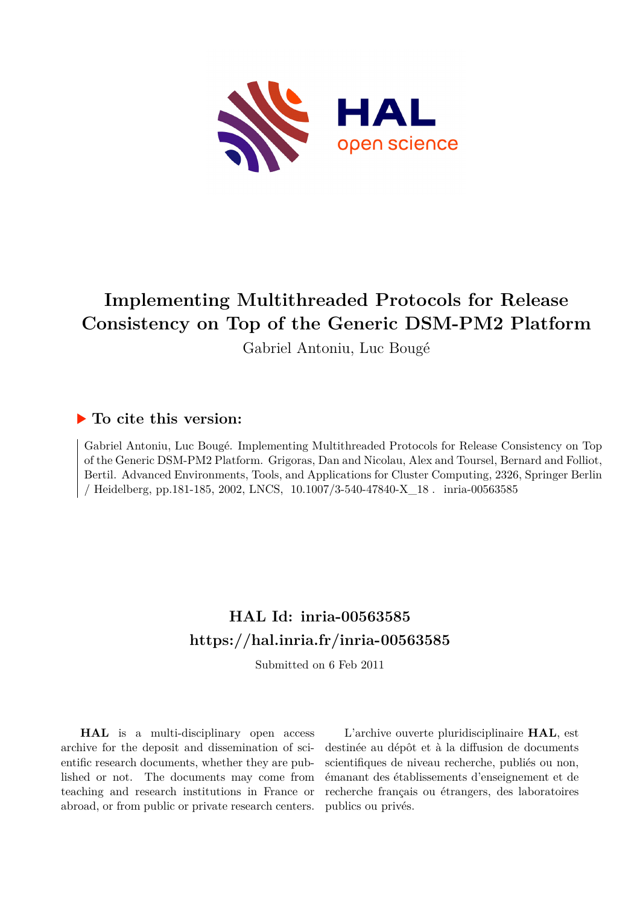# Implementing Multithreaded Protocols for Release Consistency on Top of the Generic DSM-PM2 Platform

Gabriel Antoniu, Luc Bougé

## ▶ To cite this version:

Gabriel Antoniu, Luc Bougé. Implementing Multithreaded Protocols for Release Consistency on Top of the Generic DSM-PM2 Platform. Grigoras, Dan and Nicolau, Alex and Toursel, Bernard and Folliot, Bertil. Advanced Environments, Tools, and Applications for Cluster Computing, 2326, Springer Berlin / Heidelberg, pp.181-185, 2002, LNCS, 10.1007/3-540-47840-X_18 . inria-00563585

## HAL Id: inria-00563585
## https://hal.inria.fr/inria-00563585

Submitted on 6 Feb 2011

**HAL** is a multi-disciplinary open access archive for the deposit and dissemination of scientific research documents, whether they are published or not. The documents may come from teaching and research institutions in France or abroad, or from public or private research centers.

L'archive ouverte pluridisciplinaire **HAL**, est destinée au dépôt et à la diffusion de documents scientifiques de niveau recherche, publiés ou non, émanant des établissements d'enseignement et de recherche français ou étrangers, des laboratoires publics ou privés.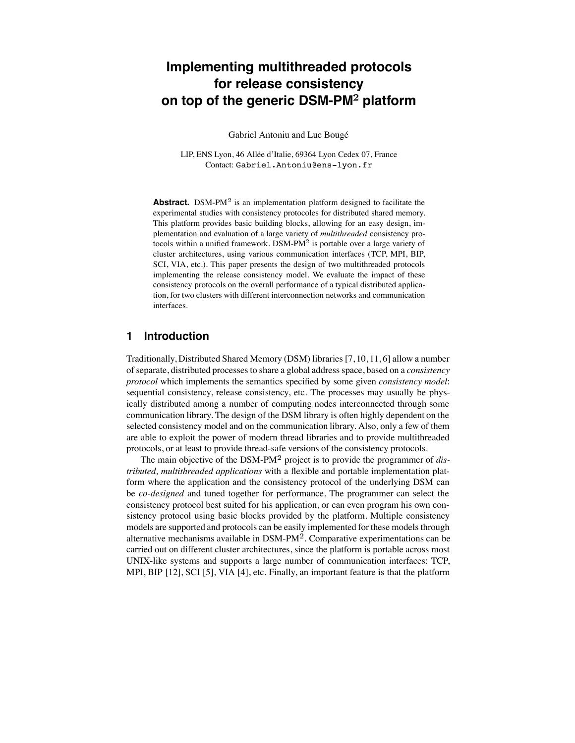# Implementing multithreaded protocols for release consistency on top of the generic DSM-PM$^2$ platform

Gabriel Antoniu and Luc Bougé

LIP, ENS Lyon, 46 Allée d'Italie, 69364 Lyon Cedex 07, France
Contact: Gabriel.Antoniu@ens-lyon.fr

**Abstract.** DSM-PM$^2$ is an implementation platform designed to facilitate the experimental studies with consistency protocoles for distributed shared memory. This platform provides basic building blocks, allowing for an easy design, implementation and evaluation of a large variety of *multithreaded* consistency protocols within a unified framework. DSM-PM$^2$ is portable over a large variety of cluster architectures, using various communication interfaces (TCP, MPI, BIP, SCI, VIA, etc.). This paper presents the design of two multithreaded protocols implementing the release consistency model. We evaluate the impact of these consistency protocols on the overall performance of a typical distributed application, for two clusters with different interconnection networks and communication interfaces.

## 1 Introduction

Traditionally, Distributed Shared Memory (DSM) libraries [7, 10, 11, 6] allow a number of separate, distributed processes to share a global address space, based on a *consistency protocol* which implements the semantics specified by some given *consistency model*: sequential consistency, release consistency, etc. The processes may usually be physically distributed among a number of computing nodes interconnected through some communication library. The design of the DSM library is often highly dependent on the selected consistency model and on the communication library. Also, only a few of them are able to exploit the power of modern thread libraries and to provide multithreaded protocols, or at least to provide thread-safe versions of the consistency protocols.

The main objective of the DSM-PM$^2$ project is to provide the programmer of *distributed, multithreaded applications* with a flexible and portable implementation platform where the application and the consistency protocol of the underlying DSM can be *co-designed* and tuned together for performance. The programmer can select the consistency protocol best suited for his application, or can even program his own consistency protocol using basic blocks provided by the platform. Multiple consistency models are supported and protocols can be easily implemented for these models through alternative mechanisms available in DSM-PM$^2$. Comparative experimentations can be carried out on different cluster architectures, since the platform is portable across most UNIX-like systems and supports a large number of communication interfaces: TCP, MPI, BIP [12], SCI [5], VIA [4], etc. Finally, an important feature is that the platform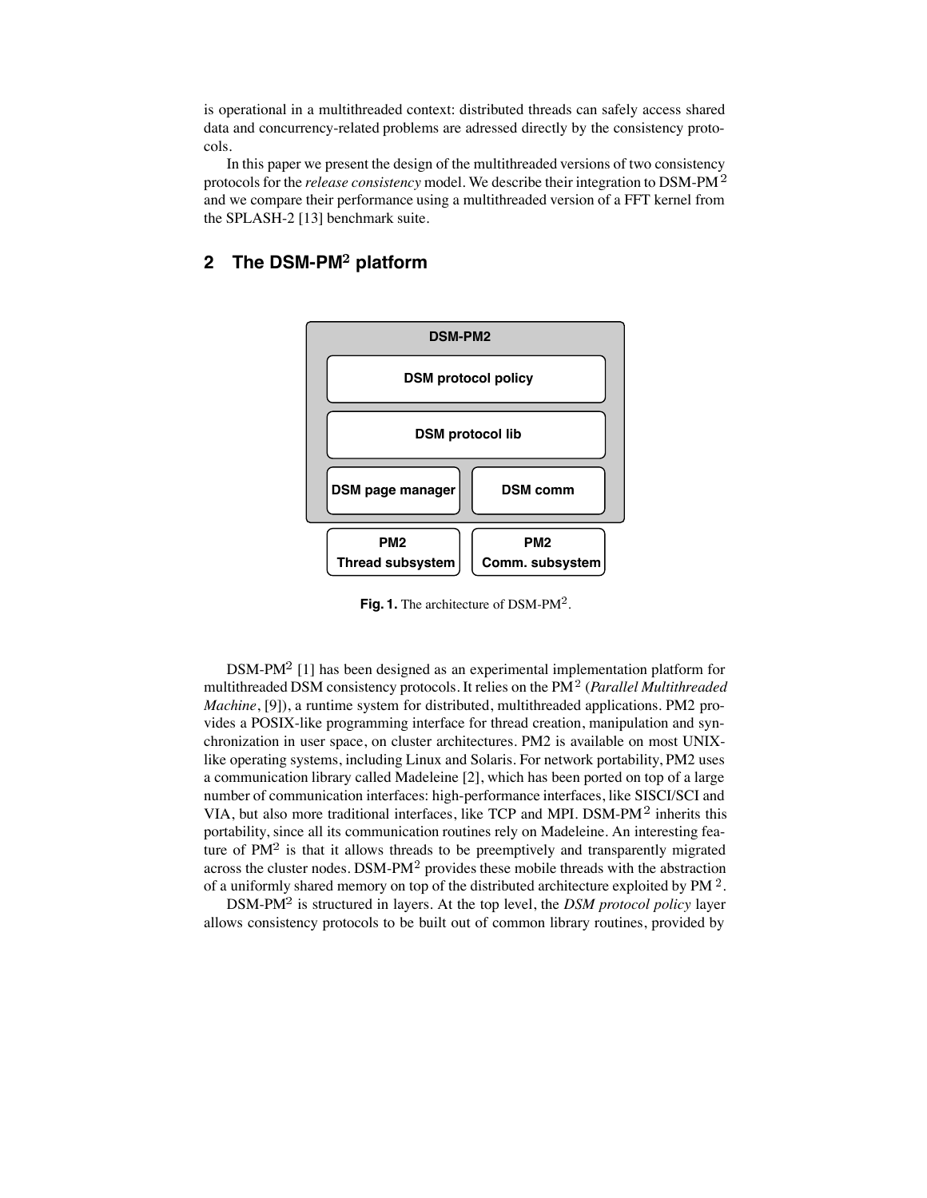is operational in a multithreaded context: distributed threads can safely access shared data and concurrency-related problems are adressed directly by the consistency protocols.

In this paper we present the design of the multithreaded versions of two consistency protocols for the *release consistency* model. We describe their integration to DSM-PM$^2$ and we compare their performance using a multithreaded version of a FFT kernel from the SPLASH-2 [13] benchmark suite.

## 2 The DSM-PM$^2$ platform

DSM-PM2

DSM protocol policy

DSM protocol lib

DSM page manager | DSM comm

PM2 Thread subsystem | PM2 Comm. subsystem

**Fig. 1.** The architecture of DSM-PM$^2$.

DSM-PM$^2$ [1] has been designed as an experimental implementation platform for multithreaded DSM consistency protocols. It relies on the PM$^2$ (*Parallel Multithreaded Machine*, [9]), a runtime system for distributed, multithreaded applications. PM2 provides a POSIX-like programming interface for thread creation, manipulation and synchronization in user space, on cluster architectures. PM2 is available on most UNIX-like operating systems, including Linux and Solaris. For network portability, PM2 uses a communication library called Madeleine [2], which has been ported on top of a large number of communication interfaces: high-performance interfaces, like SISCI/SCI and VIA, but also more traditional interfaces, like TCP and MPI. DSM-PM$^2$ inherits this portability, since all its communication routines rely on Madeleine. An interesting feature of PM$^2$ is that it allows threads to be preemptively and transparently migrated across the cluster nodes. DSM-PM$^2$ provides these mobile threads with the abstraction of a uniformly shared memory on top of the distributed architecture exploited by PM$^2$.

DSM-PM$^2$ is structured in layers. At the top level, the *DSM protocol policy* layer allows consistency protocols to be built out of common library routines, provided by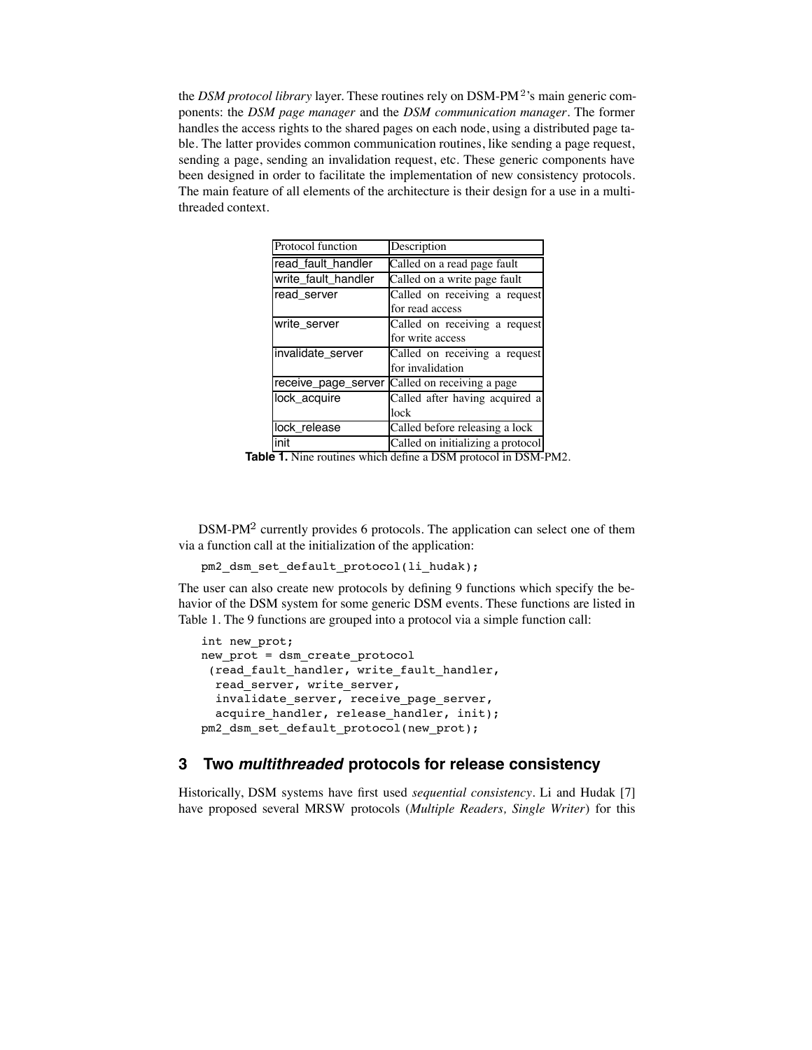the *DSM protocol library* layer. These routines rely on DSM-PM[2]'s main generic components: the *DSM page manager* and the *DSM communication manager*. The former handles the access rights to the shared pages on each node, using a distributed page table. The latter provides common communication routines, like sending a page request, sending a page, sending an invalidation request, etc. These generic components have been designed in order to facilitate the implementation of new consistency protocols. The main feature of all elements of the architecture is their design for a use in a multithreaded context.

| Protocol function | Description |
|---|---|
| read_fault_handler | Called on a read page fault |
| write_fault_handler | Called on a write page fault |
| read_server | Called on receiving a request for read access |
| write_server | Called on receiving a request for write access |
| invalidate_server | Called on receiving a request for invalidation |
| receive_page_server | Called on receiving a page |
| lock_acquire | Called after having acquired a lock |
| lock_release | Called before releasing a lock |
| init | Called on initializing a protocol |

**Table 1.** Nine routines which define a DSM protocol in DSM-PM2.

DSM-PM$^2$ currently provides 6 protocols. The application can select one of them via a function call at the initialization of the application:

```
pm2_dsm_set_default_protocol(li_hudak);
```

The user can also create new protocols by defining 9 functions which specify the behavior of the DSM system for some generic DSM events. These functions are listed in Table 1. The 9 functions are grouped into a protocol via a simple function call:

```
int new_prot;
new_prot = dsm_create_protocol
 (read_fault_handler, write_fault_handler,
  read_server, write_server,
  invalidate_server, receive_page_server,
  acquire_handler, release_handler, init);
pm2_dsm_set_default_protocol(new_prot);
```

## 3 Two *multithreaded* protocols for release consistency

Historically, DSM systems have first used *sequential consistency*. Li and Hudak [7] have proposed several MRSW protocols (*Multiple Readers, Single Writer*) for this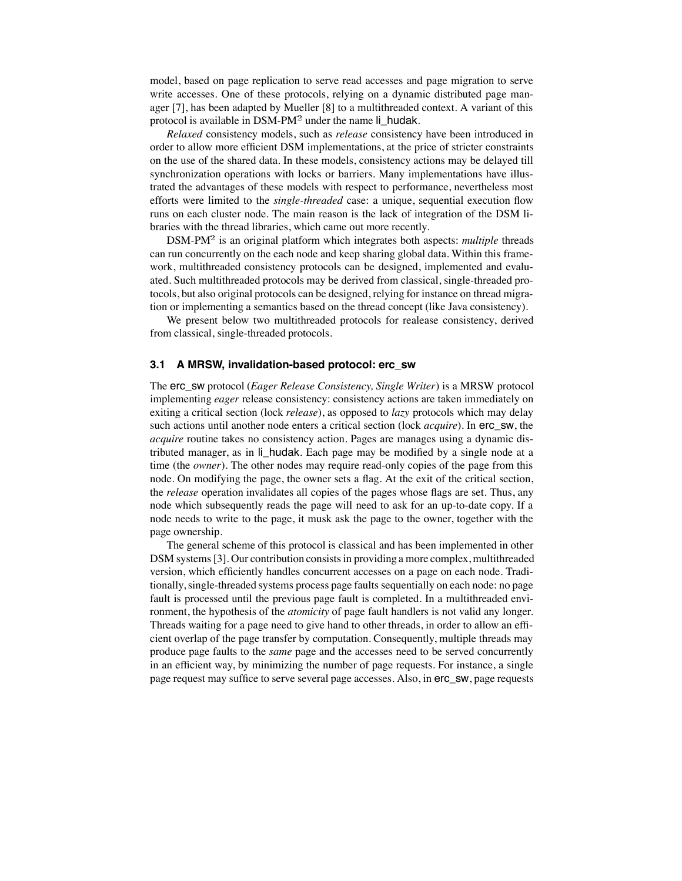model, based on page replication to serve read accesses and page migration to serve write accesses. One of these protocols, relying on a dynamic distributed page manager [7], has been adapted by Mueller [8] to a multithreaded context. A variant of this protocol is available in DSM-PM$^2$ under the name li_hudak.

*Relaxed* consistency models, such as *release* consistency have been introduced in order to allow more efficient DSM implementations, at the price of stricter constraints on the use of the shared data. In these models, consistency actions may be delayed till synchronization operations with locks or barriers. Many implementations have illustrated the advantages of these models with respect to performance, nevertheless most efforts were limited to the *single-threaded* case: a unique, sequential execution flow runs on each cluster node. The main reason is the lack of integration of the DSM libraries with the thread libraries, which came out more recently.

DSM-PM$^2$ is an original platform which integrates both aspects: *multiple* threads can run concurrently on the each node and keep sharing global data. Within this framework, multithreaded consistency protocols can be designed, implemented and evaluated. Such multithreaded protocols may be derived from classical, single-threaded protocols, but also original protocols can be designed, relying for instance on thread migration or implementing a semantics based on the thread concept (like Java consistency).

We present below two multithreaded protocols for realease consistency, derived from classical, single-threaded protocols.

### 3.1 A MRSW, invalidation-based protocol: erc_sw

The erc_sw protocol (*Eager Release Consistency, Single Writer*) is a MRSW protocol implementing *eager* release consistency: consistency actions are taken immediately on exiting a critical section (lock *release*), as opposed to *lazy* protocols which may delay such actions until another node enters a critical section (lock *acquire*). In erc_sw, the *acquire* routine takes no consistency action. Pages are manages using a dynamic distributed manager, as in li_hudak. Each page may be modified by a single node at a time (the *owner*). The other nodes may require read-only copies of the page from this node. On modifying the page, the owner sets a flag. At the exit of the critical section, the *release* operation invalidates all copies of the pages whose flags are set. Thus, any node which subsequently reads the page will need to ask for an up-to-date copy. If a node needs to write to the page, it musk ask the page to the owner, together with the page ownership.

The general scheme of this protocol is classical and has been implemented in other DSM systems [3]. Our contribution consists in providing a more complex, multithreaded version, which efficiently handles concurrent accesses on a page on each node. Traditionally, single-threaded systems process page faults sequentially on each node: no page fault is processed until the previous page fault is completed. In a multithreaded environment, the hypothesis of the *atomicity* of page fault handlers is not valid any longer. Threads waiting for a page need to give hand to other threads, in order to allow an efficient overlap of the page transfer by computation. Consequently, multiple threads may produce page faults to the *same* page and the accesses need to be served concurrently in an efficient way, by minimizing the number of page requests. For instance, a single page request may suffice to serve several page accesses. Also, in erc_sw, page requests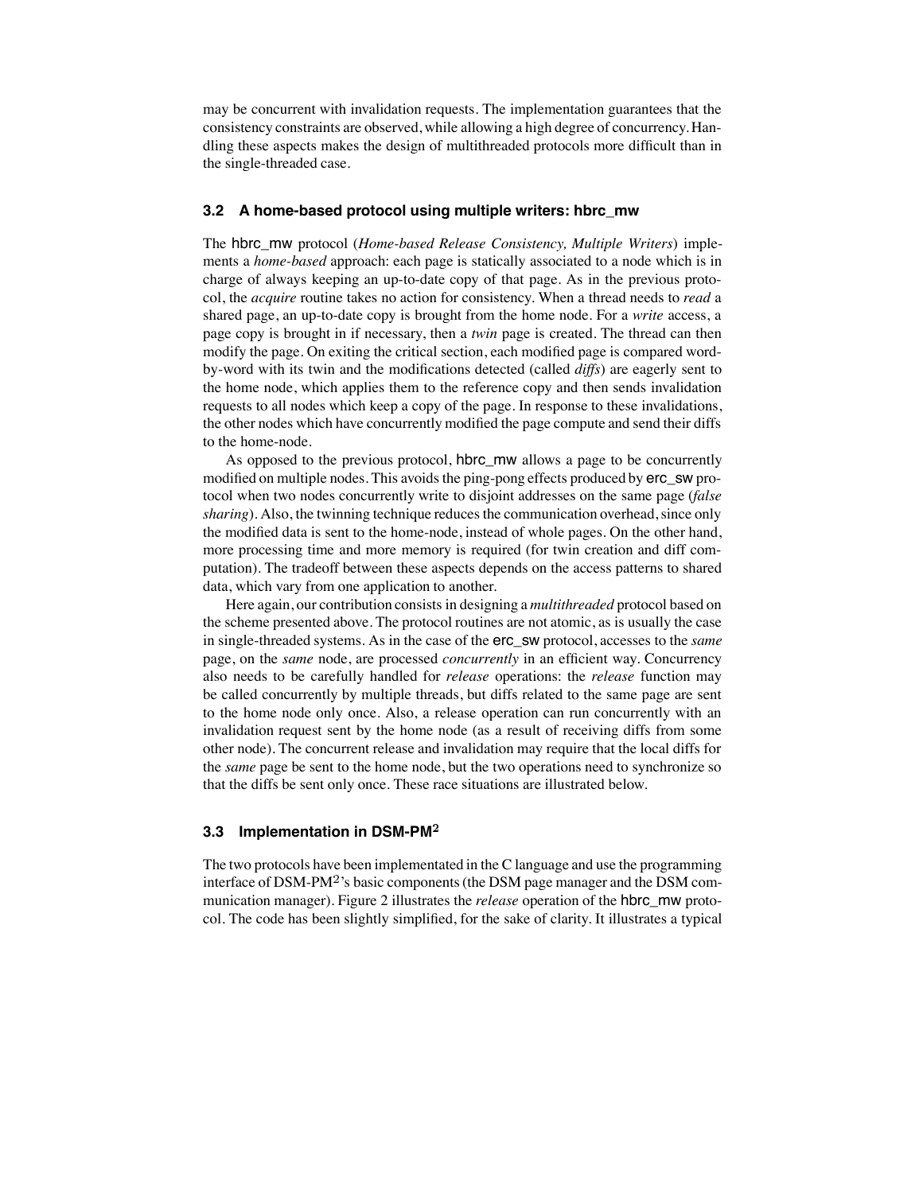may be concurrent with invalidation requests. The implementation guarantees that the consistency constraints are observed, while allowing a high degree of concurrency. Handling these aspects makes the design of multithreaded protocols more difficult than in the single-threaded case.

### 3.2 A home-based protocol using multiple writers: hbrc_mw

The hbrc_mw protocol (*Home-based Release Consistency, Multiple Writers*) implements a *home-based* approach: each page is statically associated to a node which is in charge of always keeping an up-to-date copy of that page. As in the previous protocol, the *acquire* routine takes no action for consistency. When a thread needs to *read* a shared page, an up-to-date copy is brought from the home node. For a *write* access, a page copy is brought in if necessary, then a *twin* page is created. The thread can then modify the page. On exiting the critical section, each modified page is compared word-by-word with its twin and the modifications detected (called *diffs*) are eagerly sent to the home node, which applies them to the reference copy and then sends invalidation requests to all nodes which keep a copy of the page. In response to these invalidations, the other nodes which have concurrently modified the page compute and send their diffs to the home-node.

As opposed to the previous protocol, hbrc_mw allows a page to be concurrently modified on multiple nodes. This avoids the ping-pong effects produced by erc_sw protocol when two nodes concurrently write to disjoint addresses on the same page (*false sharing*). Also, the twinning technique reduces the communication overhead, since only the modified data is sent to the home-node, instead of whole pages. On the other hand, more processing time and more memory is required (for twin creation and diff computation). The tradeoff between these aspects depends on the access patterns to shared data, which vary from one application to another.

Here again, our contribution consists in designing a *multithreaded* protocol based on the scheme presented above. The protocol routines are not atomic, as is usually the case in single-threaded systems. As in the case of the erc_sw protocol, accesses to the *same* page, on the *same* node, are processed *concurrently* in an efficient way. Concurrency also needs to be carefully handled for *release* operations: the *release* function may be called concurrently by multiple threads, but diffs related to the same page are sent to the home node only once. Also, a release operation can run concurrently with an invalidation request sent by the home node (as a result of receiving diffs from some other node). The concurrent release and invalidation may require that the local diffs for the *same* page be sent to the home node, but the two operations need to synchronize so that the diffs be sent only once. These race situations are illustrated below.

### 3.3 Implementation in DSM-PM$^2$

The two protocols have been implementated in the C language and use the programming interface of DSM-PM$^2$'s basic components (the DSM page manager and the DSM communication manager). Figure 2 illustrates the *release* operation of the hbrc_mw protocol. The code has been slightly simplified, for the sake of clarity. It illustrates a typical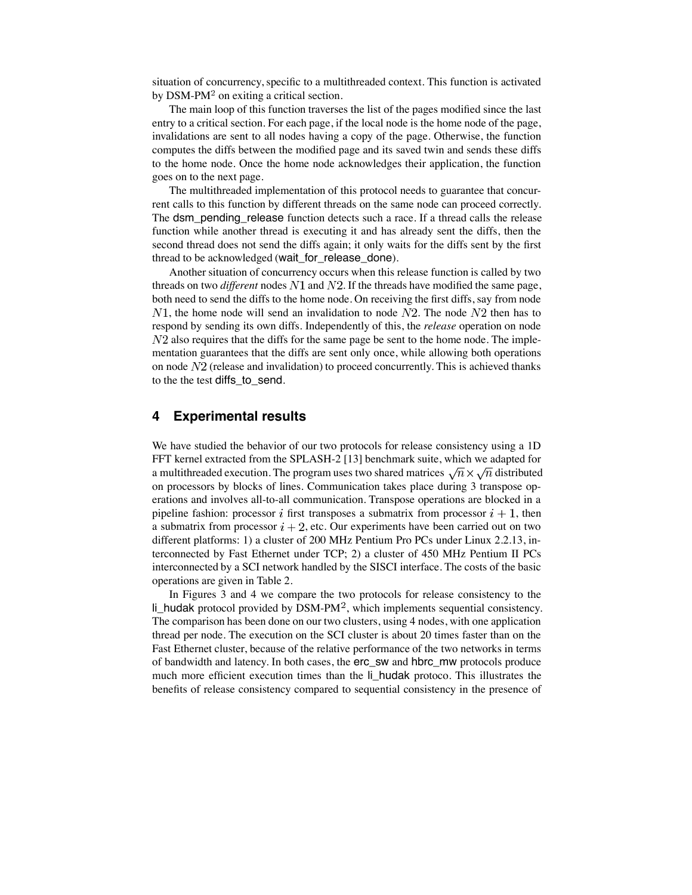situation of concurrency, specific to a multithreaded context. This function is activated by DSM-PM$^2$ on exiting a critical section.

The main loop of this function traverses the list of the pages modified since the last entry to a critical section. For each page, if the local node is the home node of the page, invalidations are sent to all nodes having a copy of the page. Otherwise, the function computes the diffs between the modified page and its saved twin and sends these diffs to the home node. Once the home node acknowledges their application, the function goes on to the next page.

The multithreaded implementation of this protocol needs to guarantee that concurrent calls to this function by different threads on the same node can proceed correctly. The dsm_pending_release function detects such a race. If a thread calls the release function while another thread is executing it and has already sent the diffs, then the second thread does not send the diffs again; it only waits for the diffs sent by the first thread to be acknowledged (wait_for_release_done).

Another situation of concurrency occurs when this release function is called by two threads on two *different* nodes $N1$ and $N2$. If the threads have modified the same page, both need to send the diffs to the home node. On receiving the first diffs, say from node $N1$, the home node will send an invalidation to node $N2$. The node $N2$ then has to respond by sending its own diffs. Independently of this, the *release* operation on node $N2$ also requires that the diffs for the same page be sent to the home node. The implementation guarantees that the diffs are sent only once, while allowing both operations on node $N2$ (release and invalidation) to proceed concurrently. This is achieved thanks to the the test diffs_to_send.

## 4 Experimental results

We have studied the behavior of our two protocols for release consistency using a 1D FFT kernel extracted from the SPLASH-2 [13] benchmark suite, which we adapted for a multithreaded execution. The program uses two shared matrices $\sqrt{n} \times \sqrt{n}$ distributed on processors by blocks of lines. Communication takes place during 3 transpose operations and involves all-to-all communication. Transpose operations are blocked in a pipeline fashion: processor $i$ first transposes a submatrix from processor $i + 1$, then a submatrix from processor $i + 2$, etc. Our experiments have been carried out on two different platforms: 1) a cluster of 200 MHz Pentium Pro PCs under Linux 2.2.13, interconnected by Fast Ethernet under TCP; 2) a cluster of 450 MHz Pentium II PCs interconnected by a SCI network handled by the SISCI interface. The costs of the basic operations are given in Table 2.

In Figures 3 and 4 we compare the two protocols for release consistency to the li_hudak protocol provided by DSM-PM$^2$, which implements sequential consistency. The comparison has been done on our two clusters, using 4 nodes, with one application thread per node. The execution on the SCI cluster is about 20 times faster than on the Fast Ethernet cluster, because of the relative performance of the two networks in terms of bandwidth and latency. In both cases, the erc_sw and hbrc_mw protocols produce much more efficient execution times than the li_hudak protoco. This illustrates the benefits of release consistency compared to sequential consistency in the presence of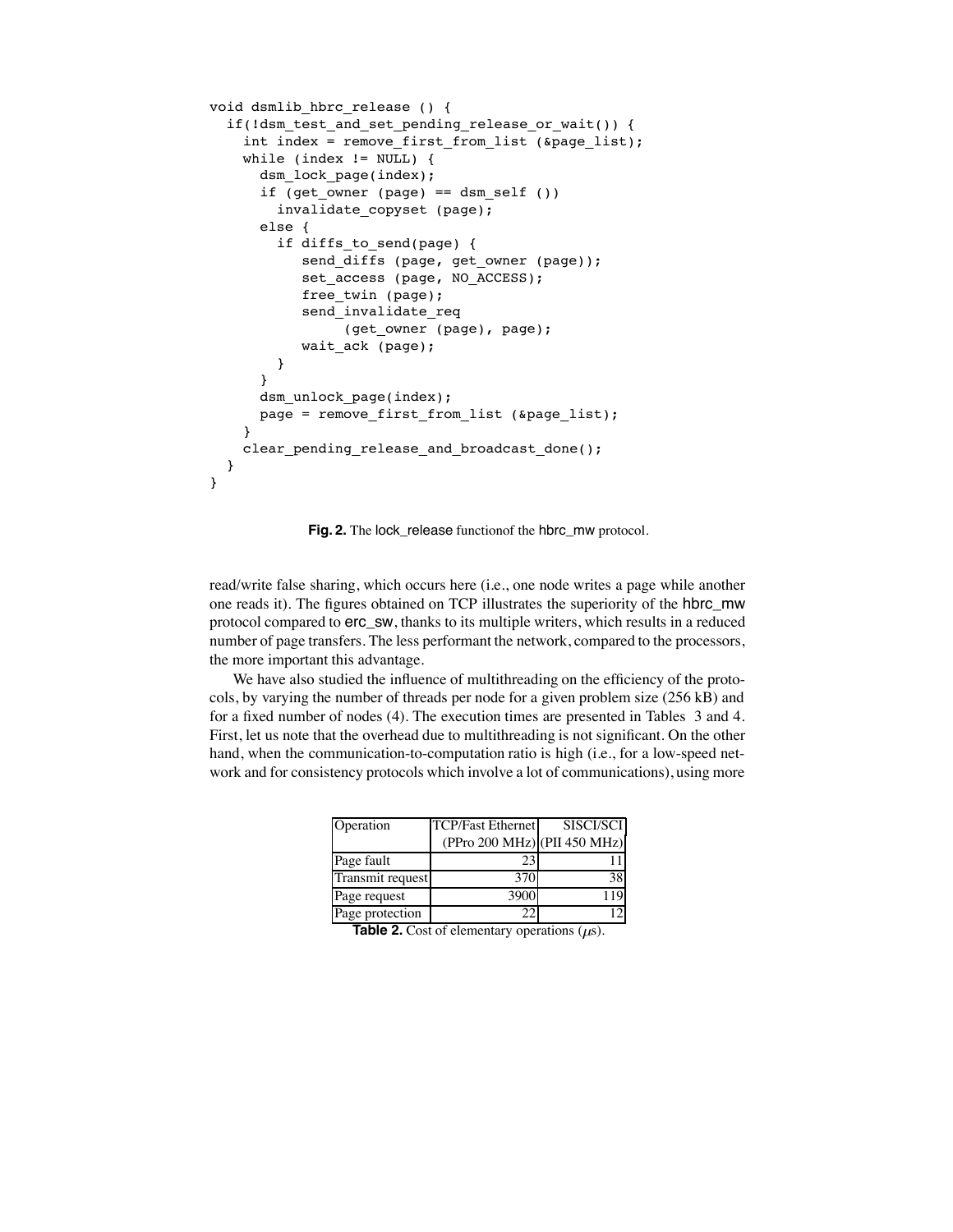```
void dsmlib_hbrc_release () {
  if(!dsm_test_and_set_pending_release_or_wait()) {
    int index = remove_first_from_list (&page_list);
    while (index != NULL) {
      dsm_lock_page(index);
      if (get_owner (page) == dsm_self ())
        invalidate_copyset (page);
      else {
        if diffs_to_send(page) {
           send_diffs (page, get_owner (page));
           set_access (page, NO_ACCESS);
           free_twin (page);
           send_invalidate_req
                (get_owner (page), page);
           wait_ack (page);
        }
      }
      dsm_unlock_page(index);
      page = remove_first_from_list (&page_list);
    }
    clear_pending_release_and_broadcast_done();
  }
}
```

**Fig. 2.** The lock_release functionof the hbrc_mw protocol.

read/write false sharing, which occurs here (i.e., one node writes a page while another one reads it). The figures obtained on TCP illustrates the superiority of the hbrc_mw protocol compared to erc_sw, thanks to its multiple writers, which results in a reduced number of page transfers. The less performant the network, compared to the processors, the more important this advantage.

We have also studied the influence of multithreading on the efficiency of the protocols, by varying the number of threads per node for a given problem size (256 kB) and for a fixed number of nodes (4). The execution times are presented in Tables 3 and 4. First, let us note that the overhead due to multithreading is not significant. On the other hand, when the communication-to-computation ratio is high (i.e., for a low-speed network and for consistency protocols which involve a lot of communications), using more

| Operation | TCP/Fast Ethernet (PPro 200 MHz) | SISCI/SCI (PII 450 MHz) |
|---|---|---|
| Page fault | 23 | 11 |
| Transmit request | 370 | 38 |
| Page request | 3900 | 119 |
| Page protection | 22 | 12 |

**Table 2.** Cost of elementary operations ($\mu$s).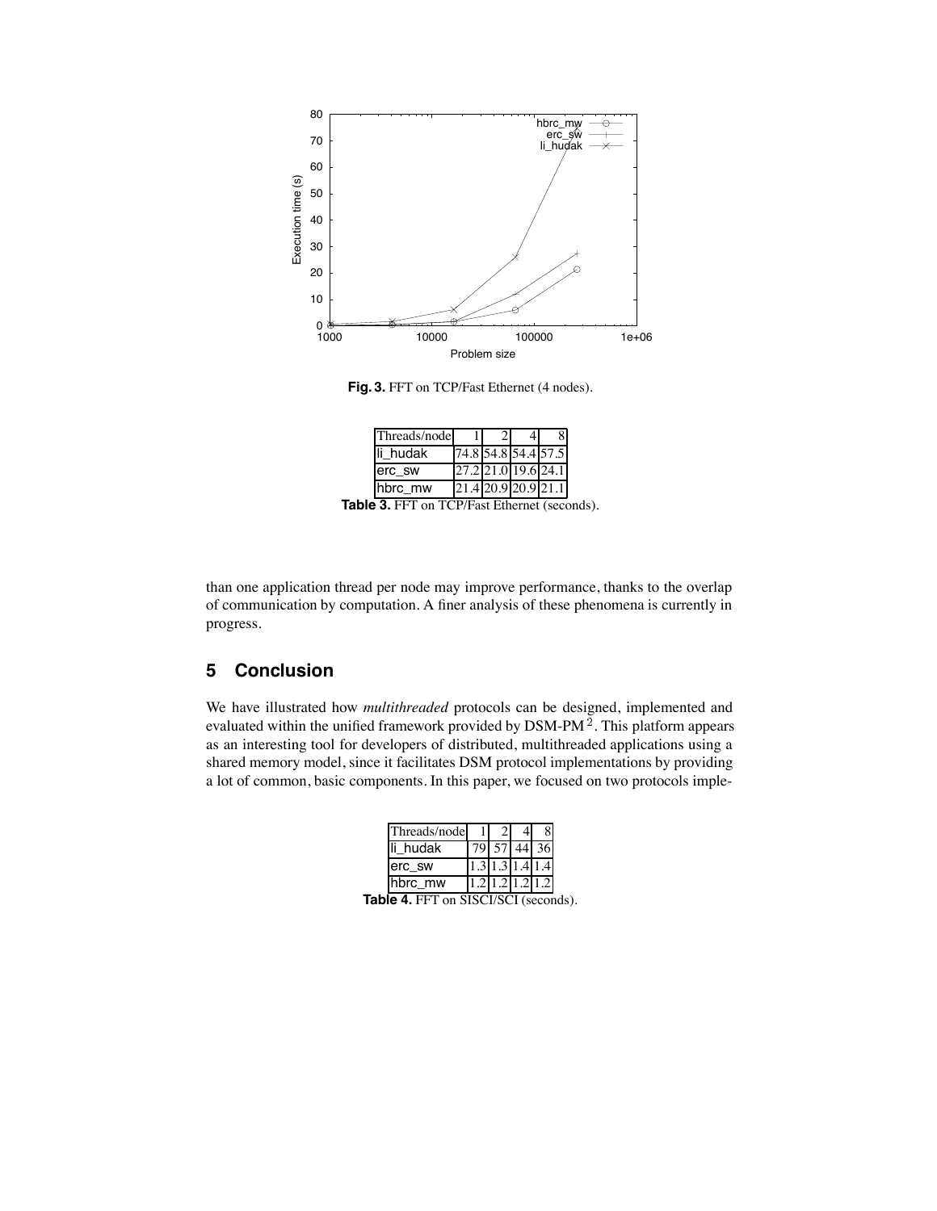Fig. 3. FFT on TCP/Fast Ethernet (4 nodes).

| Threads/node | 1 | 2 | 4 | 8 |
|---|---|---|---|---|
| li_hudak | 74.8 | 54.8 | 54.4 | 57.5 |
| erc_sw | 27.2 | 21.0 | 19.6 | 24.1 |
| hbrc_mw | 21.4 | 20.9 | 20.9 | 21.1 |

**Table 3.** FFT on TCP/Fast Ethernet (seconds).

than one application thread per node may improve performance, thanks to the overlap of communication by computation. A finer analysis of these phenomena is currently in progress.

## 5 Conclusion

We have illustrated how *multithreaded* protocols can be designed, implemented and evaluated within the unified framework provided by DSM-PM $^2$. This platform appears as an interesting tool for developers of distributed, multithreaded applications using a shared memory model, since it facilitates DSM protocol implementations by providing a lot of common, basic components. In this paper, we focused on two protocols imple-

| Threads/node | 1 | 2 | 4 | 8 |
|---|---|---|---|---|
| li_hudak | 79 | 57 | 44 | 36 |
| erc_sw | 1.3 | 1.3 | 1.4 | 1.4 |
| hbrc_mw | 1.2 | 1.2 | 1.2 | 1.2 |

**Table 4.** FFT on SISCI/SCI (seconds).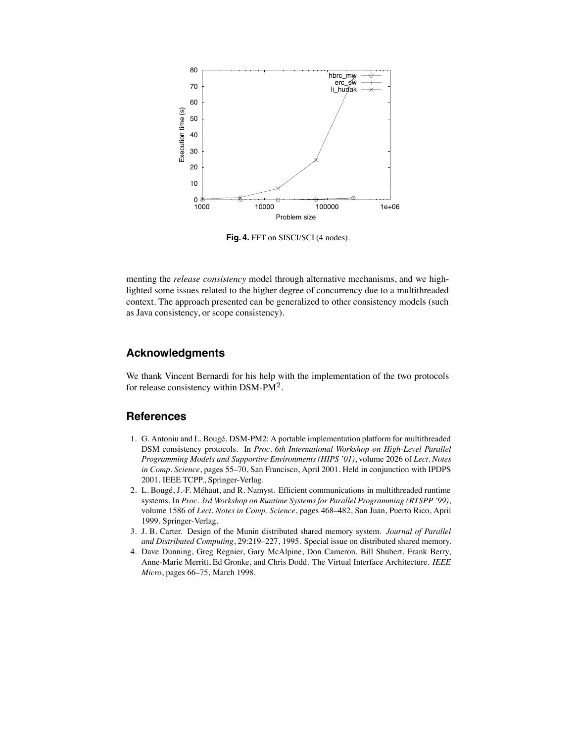Fig. 4. FFT on SISCI/SCI (4 nodes).

menting the *release consistency* model through alternative mechanisms, and we highlighted some issues related to the higher degree of concurrency due to a multithreaded context. The approach presented can be generalized to other consistency models (such as Java consistency, or scope consistency).

## Acknowledgments

We thank Vincent Bernardi for his help with the implementation of the two protocols for release consistency within DSM-PM$^2$.

## References

1. G. Antoniu and L. Bougé. DSM-PM2: A portable implementation platform for multithreaded DSM consistency protocols. In *Proc. 6th International Workshop on High-Level Parallel Programming Models and Supportive Environments (HIPS '01)*, volume 2026 of *Lect. Notes in Comp. Science*, pages 55–70, San Francisco, April 2001. Held in conjunction with IPDPS 2001. IEEE TCPP., Springer-Verlag.
2. L. Bougé, J.-F. Méhaut, and R. Namyst. Efficient communications in multithreaded runtime systems. In *Proc. 3rd Workshop on Runtime Systems for Parallel Programming (RTSPP '99)*, volume 1586 of *Lect. Notes in Comp. Science*, pages 468–482, San Juan, Puerto Rico, April 1999. Springer-Verlag.
3. J. B. Carter. Design of the Munin distributed shared memory system. *Journal of Parallel and Distributed Computing*, 29:219–227, 1995. Special issue on distributed shared memory.
4. Dave Dunning, Greg Regnier, Gary McAlpine, Don Cameron, Bill Shubert, Frank Berry, Anne-Marie Merritt, Ed Gronke, and Chris Dodd. The Virtual Interface Architecture. *IEEE Micro*, pages 66–75, March 1998.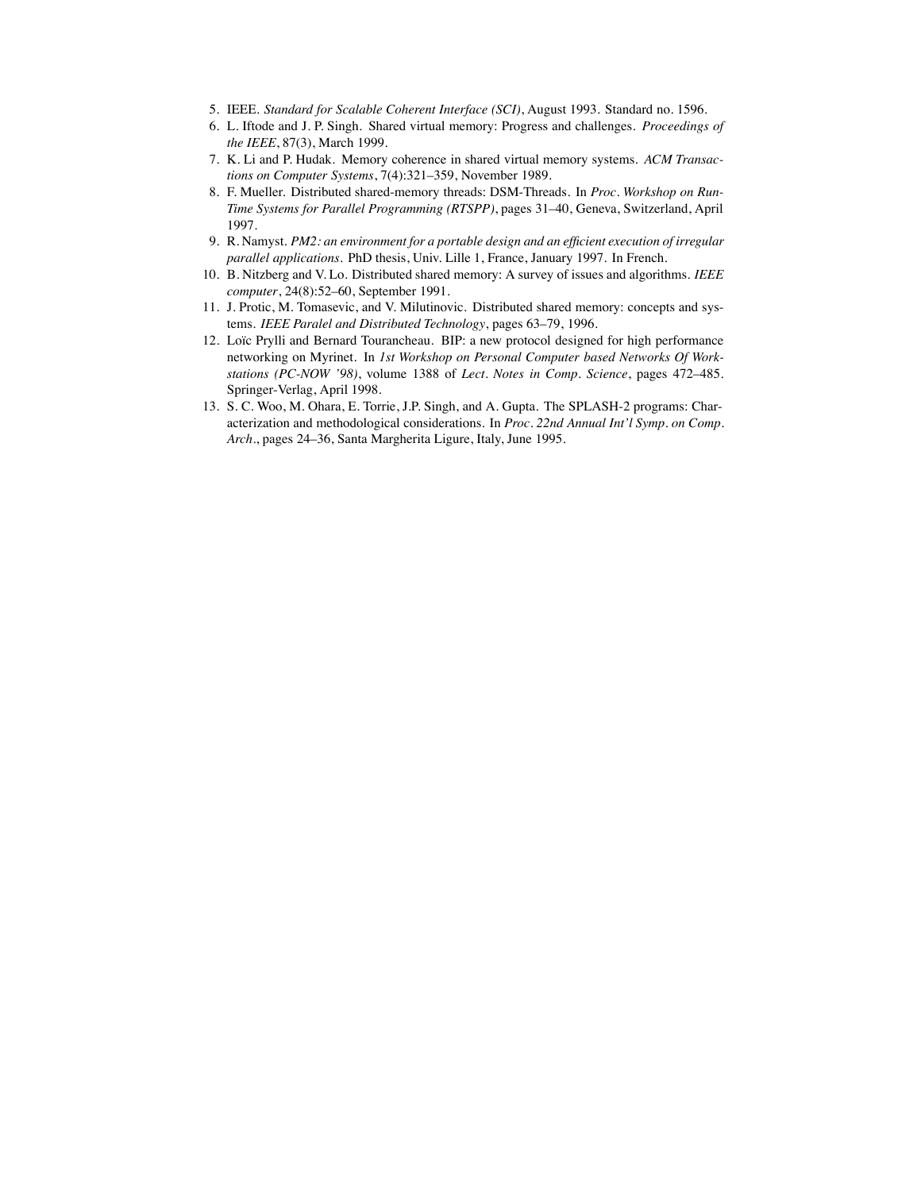5. IEEE. *Standard for Scalable Coherent Interface (SCI)*, August 1993. Standard no. 1596.
6. L. Iftode and J. P. Singh. Shared virtual memory: Progress and challenges. *Proceedings of the IEEE*, 87(3), March 1999.
7. K. Li and P. Hudak. Memory coherence in shared virtual memory systems. *ACM Transactions on Computer Systems*, 7(4):321–359, November 1989.
8. F. Mueller. Distributed shared-memory threads: DSM-Threads. In *Proc. Workshop on Run-Time Systems for Parallel Programming (RTSPP)*, pages 31–40, Geneva, Switzerland, April 1997.
9. R. Namyst. *PM2: an environment for a portable design and an efficient execution of irregular parallel applications*. PhD thesis, Univ. Lille 1, France, January 1997. In French.
10. B. Nitzberg and V. Lo. Distributed shared memory: A survey of issues and algorithms. *IEEE computer*, 24(8):52–60, September 1991.
11. J. Protic, M. Tomasevic, and V. Milutinovic. Distributed shared memory: concepts and systems. *IEEE Paralel and Distributed Technology*, pages 63–79, 1996.
12. Loïc Prylli and Bernard Tourancheau. BIP: a new protocol designed for high performance networking on Myrinet. In *1st Workshop on Personal Computer based Networks Of Workstations (PC-NOW '98)*, volume 1388 of *Lect. Notes in Comp. Science*, pages 472–485. Springer-Verlag, April 1998.
13. S. C. Woo, M. Ohara, E. Torrie, J.P. Singh, and A. Gupta. The SPLASH-2 programs: Characterization and methodological considerations. In *Proc. 22nd Annual Int'l Symp. on Comp. Arch.*, pages 24–36, Santa Margherita Ligure, Italy, June 1995.